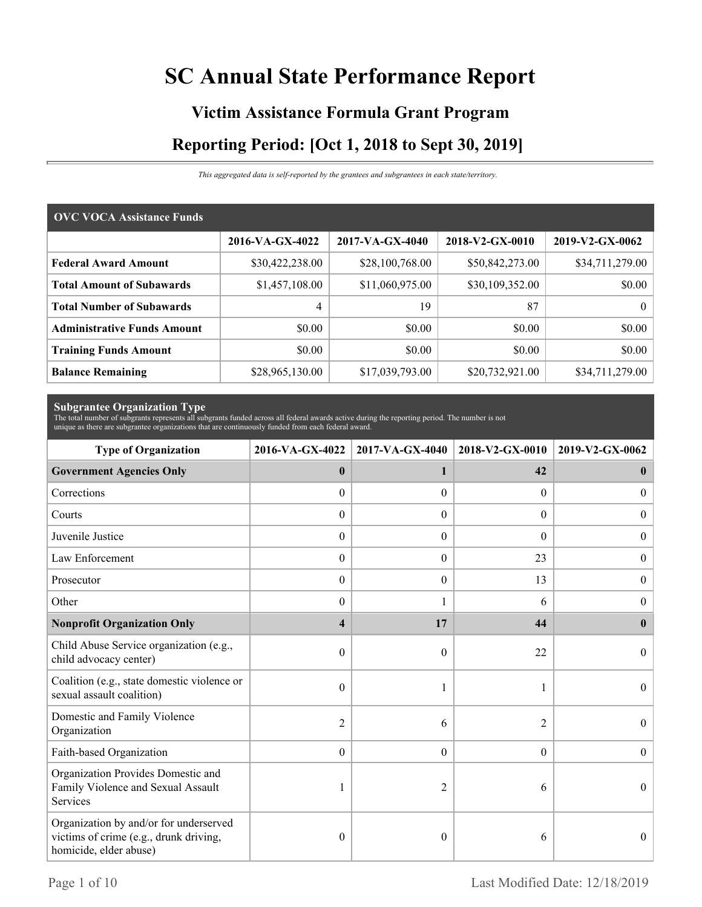# SC Annual State Performance Report

## Victim Assistance Formula Grant Program

## Reporting Period: [Oct 1, 2018 to Sept 30, 2019]

*This aggregated data is self-reported by the grantees and subgrantees in each state/territory.*

| OVC VOCA Assistance Funds | | | | |
|---|---|---|---|---|
| | 2016-VA-GX-4022 | 2017-VA-GX-4040 | 2018-V2-GX-0010 | 2019-V2-GX-0062 |
| **Federal Award Amount** | $30,422,238.00 | $28,100,768.00 | $50,842,273.00 | $34,711,279.00 |
| **Total Amount of Subawards** | $1,457,108.00 | $11,060,975.00 | $30,109,352.00 | $0.00 |
| **Total Number of Subawards** | 4 | 19 | 87 | 0 |
| **Administrative Funds Amount** | $0.00 | $0.00 | $0.00 | $0.00 |
| **Training Funds Amount** | $0.00 | $0.00 | $0.00 | $0.00 |
| **Balance Remaining** | $28,965,130.00 | $17,039,793.00 | $20,732,921.00 | $34,711,279.00 |

**Subgrantee Organization Type**
The total number of subgrants represents all subgrants funded across all federal awards active during the reporting period. The number is not unique as there are subgrantee organizations that are continuously funded from each federal award.

| Type of Organization | 2016-VA-GX-4022 | 2017-VA-GX-4040 | 2018-V2-GX-0010 | 2019-V2-GX-0062 |
|---|---|---|---|---|
| **Government Agencies Only** | **0** | **1** | **42** | **0** |
| Corrections | 0 | 0 | 0 | 0 |
| Courts | 0 | 0 | 0 | 0 |
| Juvenile Justice | 0 | 0 | 0 | 0 |
| Law Enforcement | 0 | 0 | 23 | 0 |
| Prosecutor | 0 | 0 | 13 | 0 |
| Other | 0 | 1 | 6 | 0 |
| **Nonprofit Organization Only** | **4** | **17** | **44** | **0** |
| Child Abuse Service organization (e.g., child advocacy center) | 0 | 0 | 22 | 0 |
| Coalition (e.g., state domestic violence or sexual assault coalition) | 0 | 1 | 1 | 0 |
| Domestic and Family Violence Organization | 2 | 6 | 2 | 0 |
| Faith-based Organization | 0 | 0 | 0 | 0 |
| Organization Provides Domestic and Family Violence and Sexual Assault Services | 1 | 2 | 6 | 0 |
| Organization by and/or for underserved victims of crime (e.g., drunk driving, homicide, elder abuse) | 0 | 0 | 6 | 0 |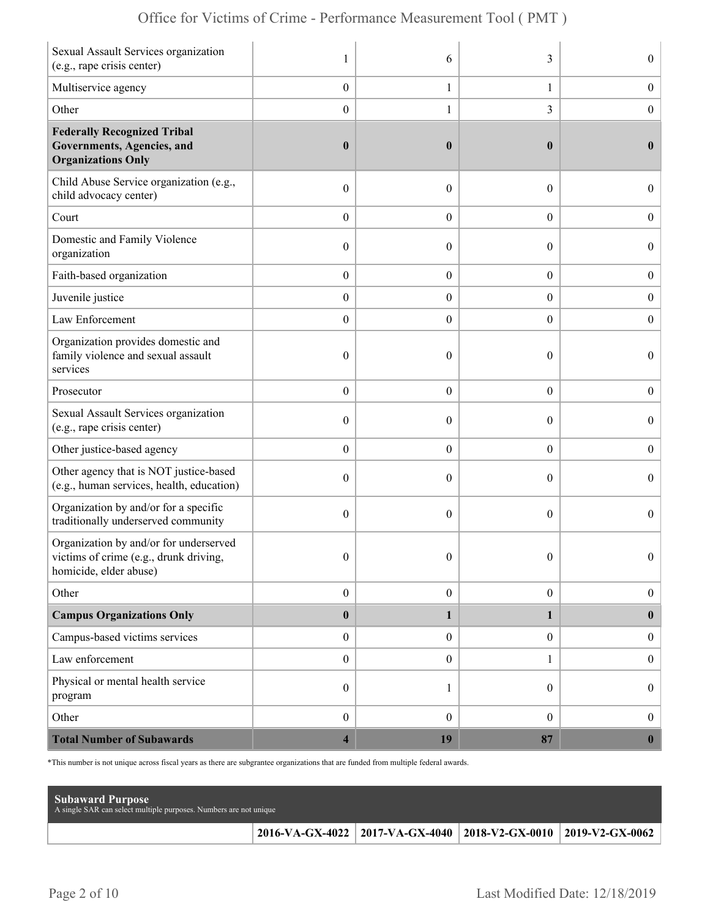| | | | | |
|---|---|---|---|---|
| Sexual Assault Services organization (e.g., rape crisis center) | 1 | 6 | 3 | 0 |
| Multiservice agency | 0 | 1 | 1 | 0 |
| Other | 0 | 1 | 3 | 0 |
| **Federally Recognized Tribal Governments, Agencies, and Organizations Only** | **0** | **0** | **0** | **0** |
| Child Abuse Service organization (e.g., child advocacy center) | 0 | 0 | 0 | 0 |
| Court | 0 | 0 | 0 | 0 |
| Domestic and Family Violence organization | 0 | 0 | 0 | 0 |
| Faith-based organization | 0 | 0 | 0 | 0 |
| Juvenile justice | 0 | 0 | 0 | 0 |
| Law Enforcement | 0 | 0 | 0 | 0 |
| Organization provides domestic and family violence and sexual assault services | 0 | 0 | 0 | 0 |
| Prosecutor | 0 | 0 | 0 | 0 |
| Sexual Assault Services organization (e.g., rape crisis center) | 0 | 0 | 0 | 0 |
| Other justice-based agency | 0 | 0 | 0 | 0 |
| Other agency that is NOT justice-based (e.g., human services, health, education) | 0 | 0 | 0 | 0 |
| Organization by and/or for a specific traditionally underserved community | 0 | 0 | 0 | 0 |
| Organization by and/or for underserved victims of crime (e.g., drunk driving, homicide, elder abuse) | 0 | 0 | 0 | 0 |
| Other | 0 | 0 | 0 | 0 |
| **Campus Organizations Only** | **0** | **1** | **1** | **0** |
| Campus-based victims services | 0 | 0 | 0 | 0 |
| Law enforcement | 0 | 0 | 1 | 0 |
| Physical or mental health service program | 0 | 1 | 0 | 0 |
| Other | 0 | 0 | 0 | 0 |
| **Total Number of Subawards** | **4** | **19** | **87** | **0** |

*This number is not unique across fiscal years as there are subgrantee organizations that are funded from multiple federal awards.

**Subaward Purpose**
A single SAR can select multiple purposes. Numbers are not unique

| | 2016-VA-GX-4022 | 2017-VA-GX-4040 | 2018-V2-GX-0010 | 2019-V2-GX-0062 |
|---|---|---|---|---|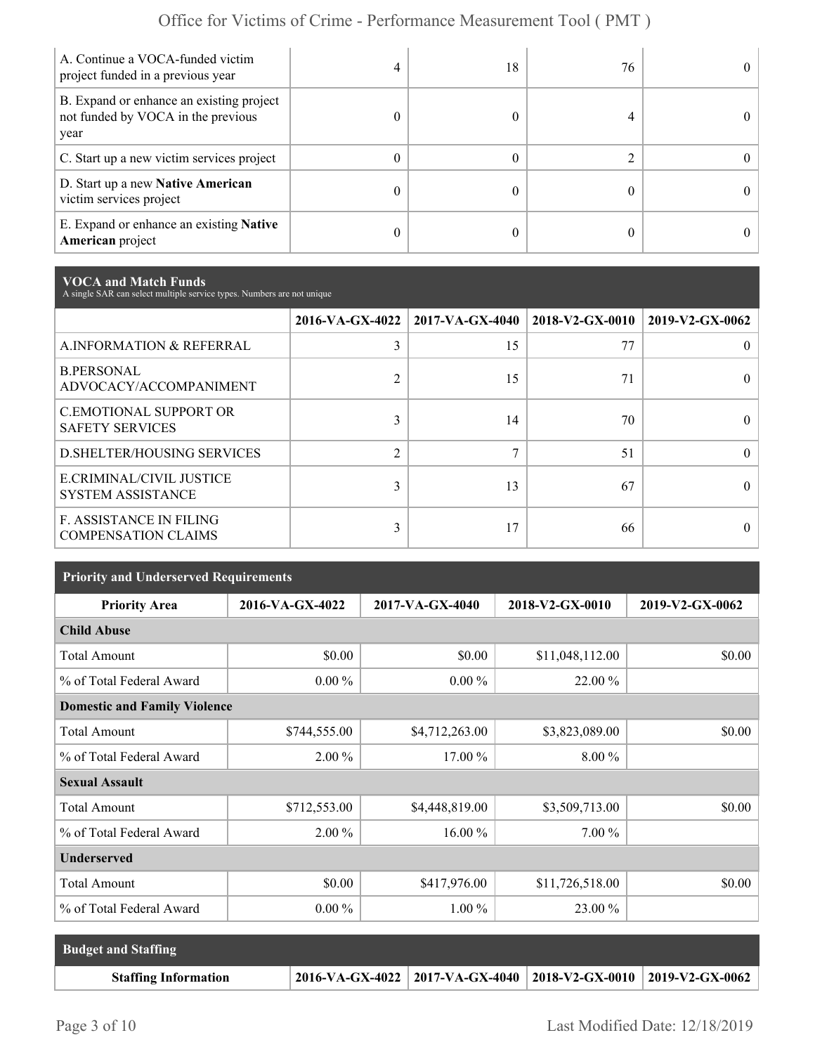| | | | | |
|---|---|---|---|---|
| A. Continue a VOCA-funded victim project funded in a previous year | 4 | 18 | 76 | 0 |
| B. Expand or enhance an existing project not funded by VOCA in the previous year | 0 | 0 | 4 | 0 |
| C. Start up a new victim services project | 0 | 0 | 2 | 0 |
| D. Start up a new **Native American** victim services project | 0 | 0 | 0 | 0 |
| E. Expand or enhance an existing **Native American** project | 0 | 0 | 0 | 0 |

## VOCA and Match Funds

A single SAR can select multiple service types. Numbers are not unique

| | 2016-VA-GX-4022 | 2017-VA-GX-4040 | 2018-V2-GX-0010 | 2019-V2-GX-0062 |
|---|---|---|---|---|
| A.INFORMATION & REFERRAL | 3 | 15 | 77 | 0 |
| B.PERSONAL ADVOCACY/ACCOMPANIMENT | 2 | 15 | 71 | 0 |
| C.EMOTIONAL SUPPORT OR SAFETY SERVICES | 3 | 14 | 70 | 0 |
| D.SHELTER/HOUSING SERVICES | 2 | 7 | 51 | 0 |
| E.CRIMINAL/CIVIL JUSTICE SYSTEM ASSISTANCE | 3 | 13 | 67 | 0 |
| F. ASSISTANCE IN FILING COMPENSATION CLAIMS | 3 | 17 | 66 | 0 |

## Priority and Underserved Requirements

| Priority Area | 2016-VA-GX-4022 | 2017-VA-GX-4040 | 2018-V2-GX-0010 | 2019-V2-GX-0062 |
|---|---|---|---|---|
| **Child Abuse** | | | | |
| Total Amount | $0.00 | $0.00 | $11,048,112.00 | $0.00 |
| % of Total Federal Award | 0.00 % | 0.00 % | 22.00 % | |
| **Domestic and Family Violence** | | | | |
| Total Amount | $744,555.00 | $4,712,263.00 | $3,823,089.00 | $0.00 |
| % of Total Federal Award | 2.00 % | 17.00 % | 8.00 % | |
| **Sexual Assault** | | | | |
| Total Amount | $712,553.00 | $4,448,819.00 | $3,509,713.00 | $0.00 |
| % of Total Federal Award | 2.00 % | 16.00 % | 7.00 % | |
| **Underserved** | | | | |
| Total Amount | $0.00 | $417,976.00 | $11,726,518.00 | $0.00 |
| % of Total Federal Award | 0.00 % | 1.00 % | 23.00 % | |

## Budget and Staffing

| Staffing Information | 2016-VA-GX-4022 | 2017-VA-GX-4040 | 2018-V2-GX-0010 | 2019-V2-GX-0062 |
|---|---|---|---|---|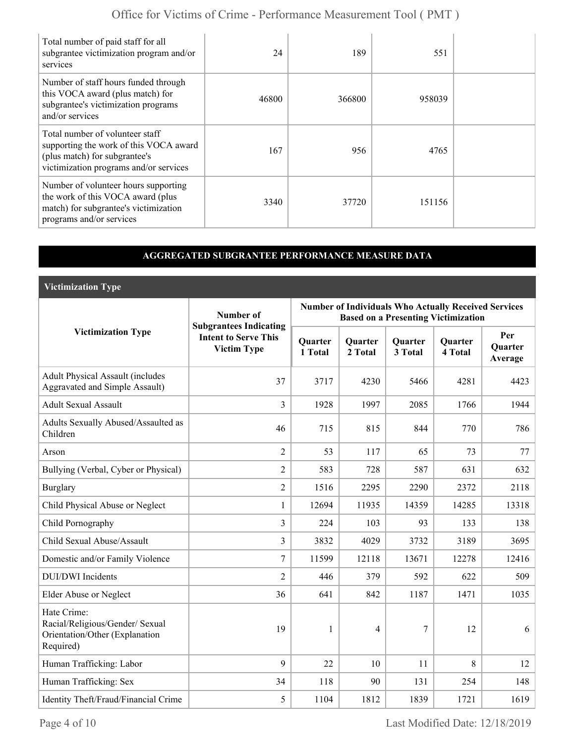| | | | | |
|---|---|---|---|---|
| Total number of paid staff for all subgrantee victimization program and/or services | 24 | 189 | 551 | |
| Number of staff hours funded through this VOCA award (plus match) for subgrantee's victimization programs and/or services | 46800 | 366800 | 958039 | |
| Total number of volunteer staff supporting the work of this VOCA award (plus match) for subgrantee's victimization programs and/or services | 167 | 956 | 4765 | |
| Number of volunteer hours supporting the work of this VOCA award (plus match) for subgrantee's victimization programs and/or services | 3340 | 37720 | 151156 | |

## AGGREGATED SUBGRANTEE PERFORMANCE MEASURE DATA

### Victimization Type

| Victimization Type | Number of Subgrantees Indicating Intent to Serve This Victim Type | Number of Individuals Who Actually Received Services Based on a Presenting Victimization | | | | |
|---|---|---|---|---|---|---|
| | | Quarter 1 Total | Quarter 2 Total | Quarter 3 Total | Quarter 4 Total | Per Quarter Average |
| Adult Physical Assault (includes Aggravated and Simple Assault) | 37 | 3717 | 4230 | 5466 | 4281 | 4423 |
| Adult Sexual Assault | 3 | 1928 | 1997 | 2085 | 1766 | 1944 |
| Adults Sexually Abused/Assaulted as Children | 46 | 715 | 815 | 844 | 770 | 786 |
| Arson | 2 | 53 | 117 | 65 | 73 | 77 |
| Bullying (Verbal, Cyber or Physical) | 2 | 583 | 728 | 587 | 631 | 632 |
| Burglary | 2 | 1516 | 2295 | 2290 | 2372 | 2118 |
| Child Physical Abuse or Neglect | 1 | 12694 | 11935 | 14359 | 14285 | 13318 |
| Child Pornography | 3 | 224 | 103 | 93 | 133 | 138 |
| Child Sexual Abuse/Assault | 3 | 3832 | 4029 | 3732 | 3189 | 3695 |
| Domestic and/or Family Violence | 7 | 11599 | 12118 | 13671 | 12278 | 12416 |
| DUI/DWI Incidents | 2 | 446 | 379 | 592 | 622 | 509 |
| Elder Abuse or Neglect | 36 | 641 | 842 | 1187 | 1471 | 1035 |
| Hate Crime: Racial/Religious/Gender/ Sexual Orientation/Other (Explanation Required) | 19 | 1 | 4 | 7 | 12 | 6 |
| Human Trafficking: Labor | 9 | 22 | 10 | 11 | 8 | 12 |
| Human Trafficking: Sex | 34 | 118 | 90 | 131 | 254 | 148 |
| Identity Theft/Fraud/Financial Crime | 5 | 1104 | 1812 | 1839 | 1721 | 1619 |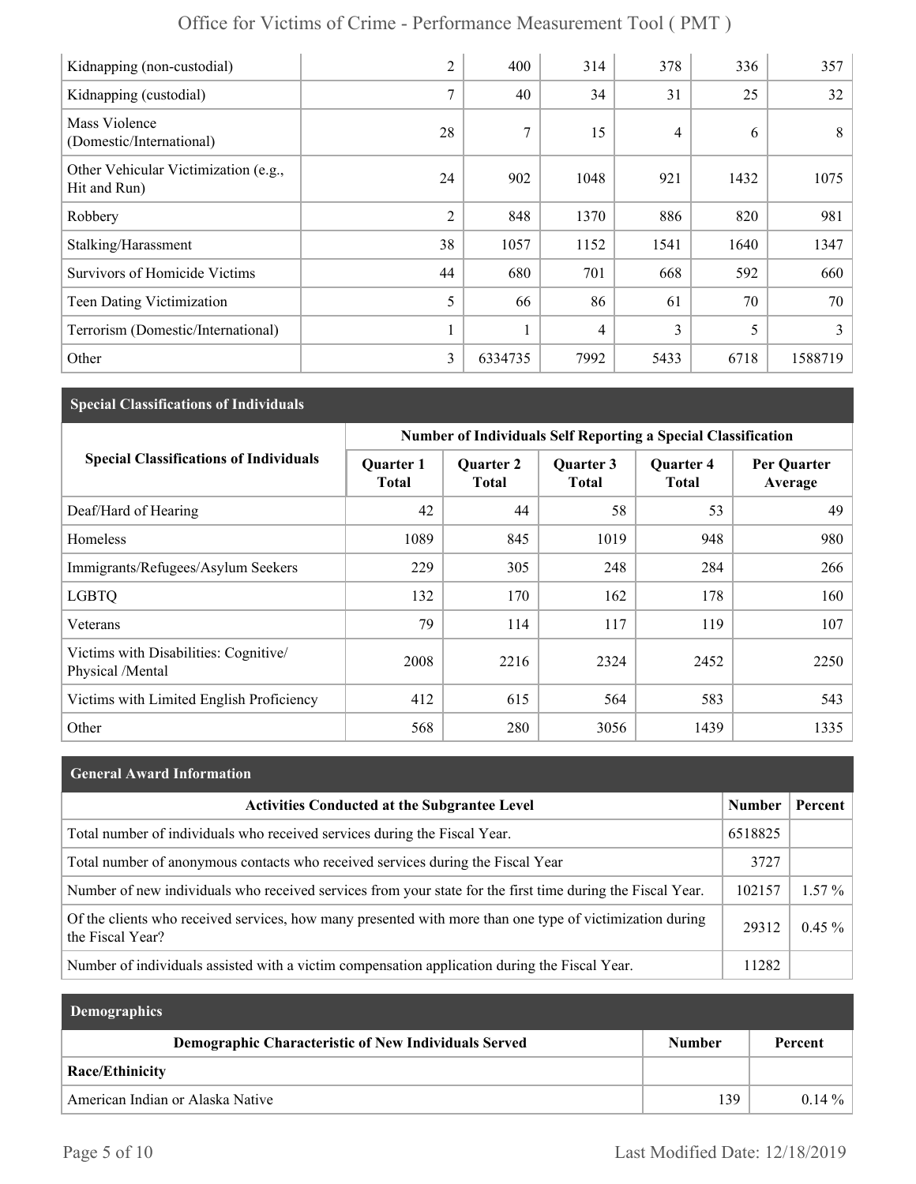| | | | | | | |
|---|---|---|---|---|---|---|
| Kidnapping (non-custodial) | 2 | 400 | 314 | 378 | 336 | 357 |
| Kidnapping (custodial) | 7 | 40 | 34 | 31 | 25 | 32 |
| Mass Violence (Domestic/International) | 28 | 7 | 15 | 4 | 6 | 8 |
| Other Vehicular Victimization (e.g., Hit and Run) | 24 | 902 | 1048 | 921 | 1432 | 1075 |
| Robbery | 2 | 848 | 1370 | 886 | 820 | 981 |
| Stalking/Harassment | 38 | 1057 | 1152 | 1541 | 1640 | 1347 |
| Survivors of Homicide Victims | 44 | 680 | 701 | 668 | 592 | 660 |
| Teen Dating Victimization | 5 | 66 | 86 | 61 | 70 | 70 |
| Terrorism (Domestic/International) | 1 | 1 | 4 | 3 | 5 | 3 |
| Other | 3 | 6334735 | 7992 | 5433 | 6718 | 1588719 |

## Special Classifications of Individuals

| Special Classifications of Individuals | Number of Individuals Self Reporting a Special Classification | | | | |
|---|---|---|---|---|---|
| | Quarter 1 Total | Quarter 2 Total | Quarter 3 Total | Quarter 4 Total | Per Quarter Average |
| Deaf/Hard of Hearing | 42 | 44 | 58 | 53 | 49 |
| Homeless | 1089 | 845 | 1019 | 948 | 980 |
| Immigrants/Refugees/Asylum Seekers | 229 | 305 | 248 | 284 | 266 |
| LGBTQ | 132 | 170 | 162 | 178 | 160 |
| Veterans | 79 | 114 | 117 | 119 | 107 |
| Victims with Disabilities: Cognitive/ Physical /Mental | 2008 | 2216 | 2324 | 2452 | 2250 |
| Victims with Limited English Proficiency | 412 | 615 | 564 | 583 | 543 |
| Other | 568 | 280 | 3056 | 1439 | 1335 |

## General Award Information

| Activities Conducted at the Subgrantee Level | Number | Percent |
|---|---|---|
| Total number of individuals who received services during the Fiscal Year. | 6518825 | |
| Total number of anonymous contacts who received services during the Fiscal Year | 3727 | |
| Number of new individuals who received services from your state for the first time during the Fiscal Year. | 102157 | 1.57 % |
| Of the clients who received services, how many presented with more than one type of victimization during the Fiscal Year? | 29312 | 0.45 % |
| Number of individuals assisted with a victim compensation application during the Fiscal Year. | 11282 | |

## Demographics

| Demographic Characteristic of New Individuals Served | Number | Percent |
|---|---|---|
| **Race/Ethinicity** | | |
| American Indian or Alaska Native | 139 | 0.14 % |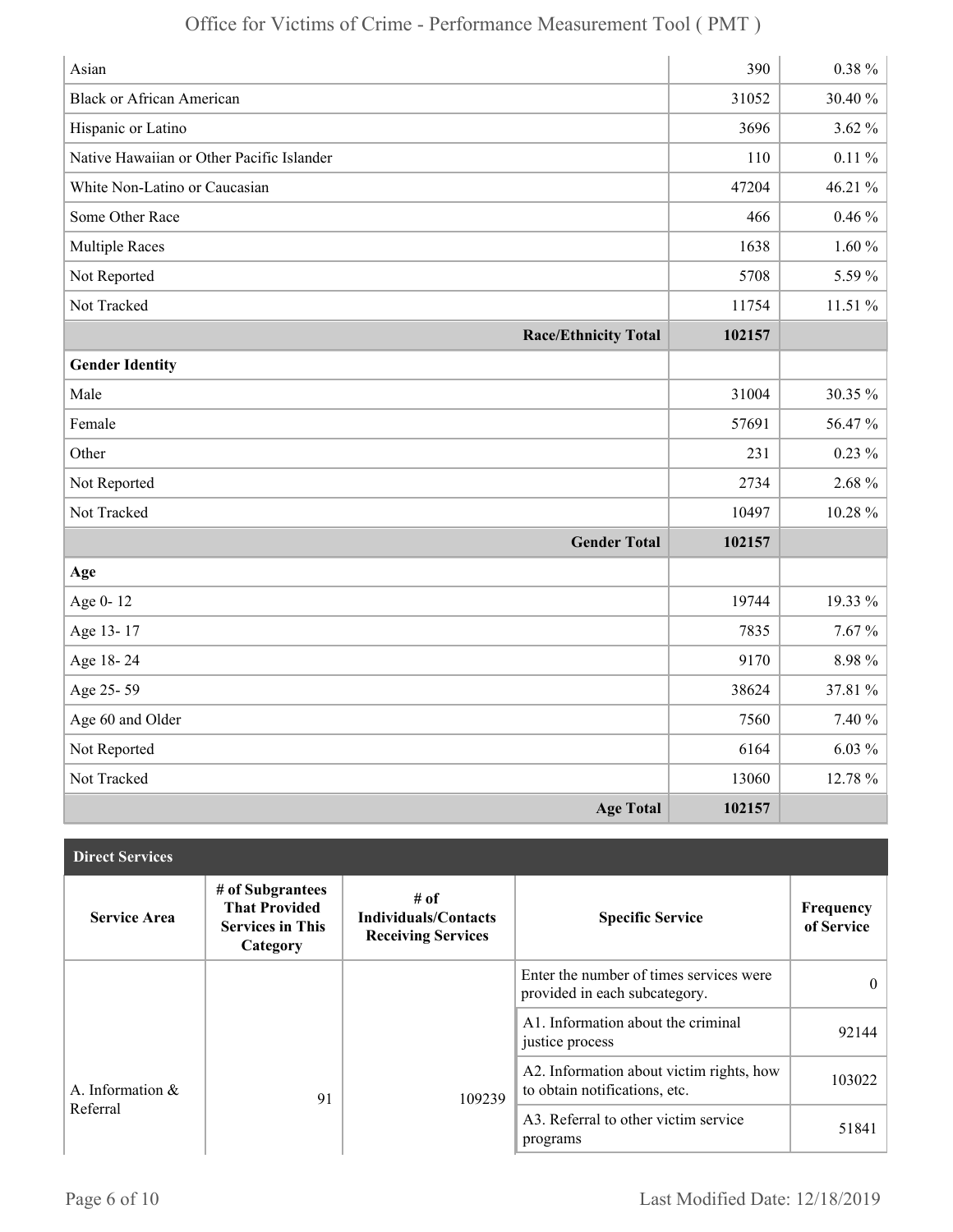| | | |
|---|---|---|
| Asian | 390 | 0.38 % |
| Black or African American | 31052 | 30.40 % |
| Hispanic or Latino | 3696 | 3.62 % |
| Native Hawaiian or Other Pacific Islander | 110 | 0.11 % |
| White Non-Latino or Caucasian | 47204 | 46.21 % |
| Some Other Race | 466 | 0.46 % |
| Multiple Races | 1638 | 1.60 % |
| Not Reported | 5708 | 5.59 % |
| Not Tracked | 11754 | 11.51 % |
| **Race/Ethnicity Total** | **102157** | |
| **Gender Identity** | | |
| Male | 31004 | 30.35 % |
| Female | 57691 | 56.47 % |
| Other | 231 | 0.23 % |
| Not Reported | 2734 | 2.68 % |
| Not Tracked | 10497 | 10.28 % |
| **Gender Total** | **102157** | |
| **Age** | | |
| Age 0- 12 | 19744 | 19.33 % |
| Age 13- 17 | 7835 | 7.67 % |
| Age 18- 24 | 9170 | 8.98 % |
| Age 25- 59 | 38624 | 37.81 % |
| Age 60 and Older | 7560 | 7.40 % |
| Not Reported | 6164 | 6.03 % |
| Not Tracked | 13060 | 12.78 % |
| **Age Total** | **102157** | |

**Direct Services**

| Service Area | # of Subgrantees That Provided Services in This Category | # of Individuals/Contacts Receiving Services | Specific Service | Frequency of Service |
|---|---|---|---|---|
| A. Information & Referral | 91 | 109239 | Enter the number of times services were provided in each subcategory. | 0 |
| | | | A1. Information about the criminal justice process | 92144 |
| | | | A2. Information about victim rights, how to obtain notifications, etc. | 103022 |
| | | | A3. Referral to other victim service programs | 51841 |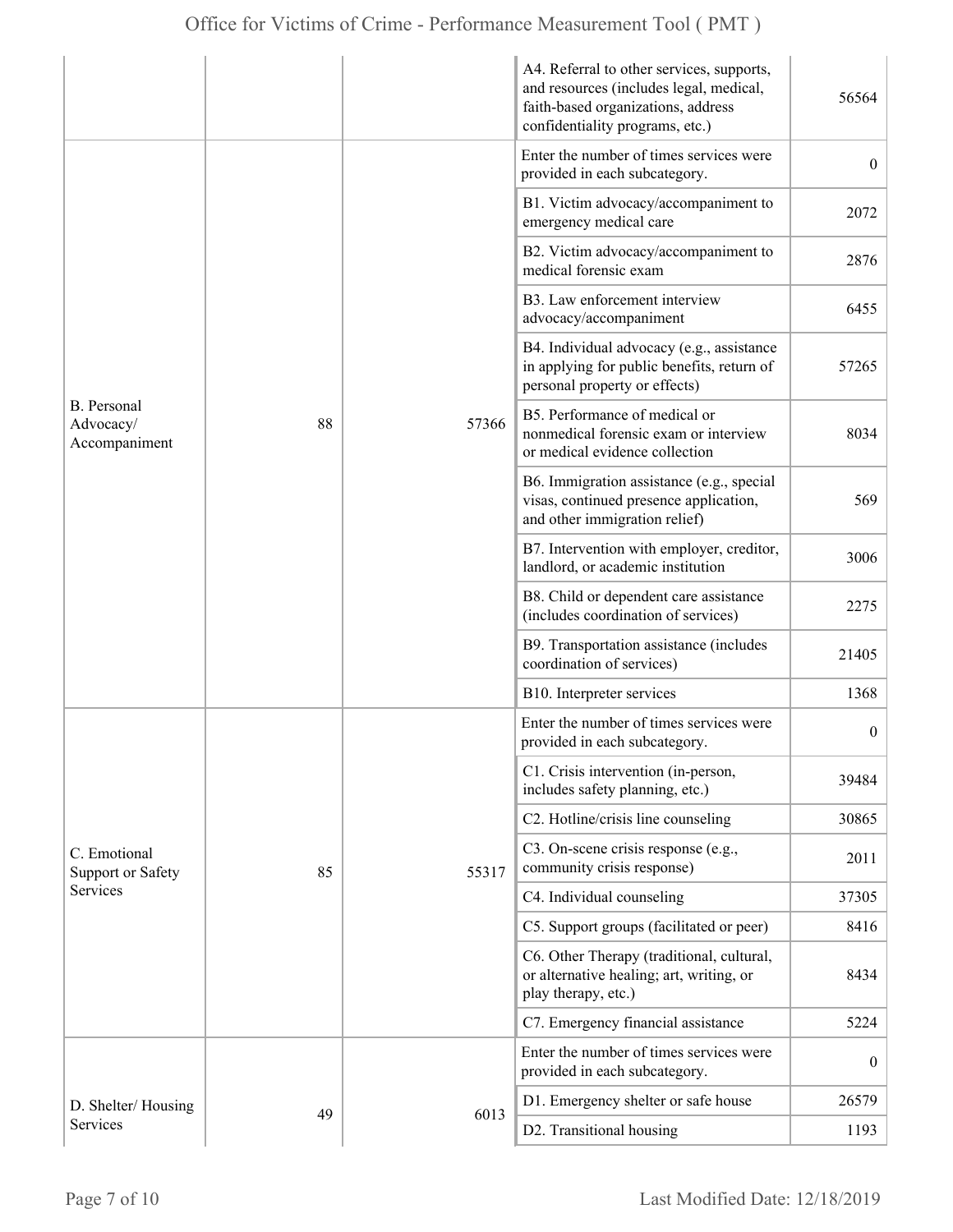| | | | | |
|---|---|---|---|---|
| | | | A4. Referral to other services, supports, and resources (includes legal, medical, faith-based organizations, address confidentiality programs, etc.) | 56564 |
| B. Personal Advocacy/ Accompaniment | 88 | 57366 | Enter the number of times services were provided in each subcategory. | 0 |
| | | | B1. Victim advocacy/accompaniment to emergency medical care | 2072 |
| | | | B2. Victim advocacy/accompaniment to medical forensic exam | 2876 |
| | | | B3. Law enforcement interview advocacy/accompaniment | 6455 |
| | | | B4. Individual advocacy (e.g., assistance in applying for public benefits, return of personal property or effects) | 57265 |
| | | | B5. Performance of medical or nonmedical forensic exam or interview or medical evidence collection | 8034 |
| | | | B6. Immigration assistance (e.g., special visas, continued presence application, and other immigration relief) | 569 |
| | | | B7. Intervention with employer, creditor, landlord, or academic institution | 3006 |
| | | | B8. Child or dependent care assistance (includes coordination of services) | 2275 |
| | | | B9. Transportation assistance (includes coordination of services) | 21405 |
| | | | B10. Interpreter services | 1368 |
| C. Emotional Support or Safety Services | 85 | 55317 | Enter the number of times services were provided in each subcategory. | 0 |
| | | | C1. Crisis intervention (in-person, includes safety planning, etc.) | 39484 |
| | | | C2. Hotline/crisis line counseling | 30865 |
| | | | C3. On-scene crisis response (e.g., community crisis response) | 2011 |
| | | | C4. Individual counseling | 37305 |
| | | | C5. Support groups (facilitated or peer) | 8416 |
| | | | C6. Other Therapy (traditional, cultural, or alternative healing; art, writing, or play therapy, etc.) | 8434 |
| | | | C7. Emergency financial assistance | 5224 |
| D. Shelter/ Housing Services | 49 | 6013 | Enter the number of times services were provided in each subcategory. | 0 |
| | | | D1. Emergency shelter or safe house | 26579 |
| | | | D2. Transitional housing | 1193 |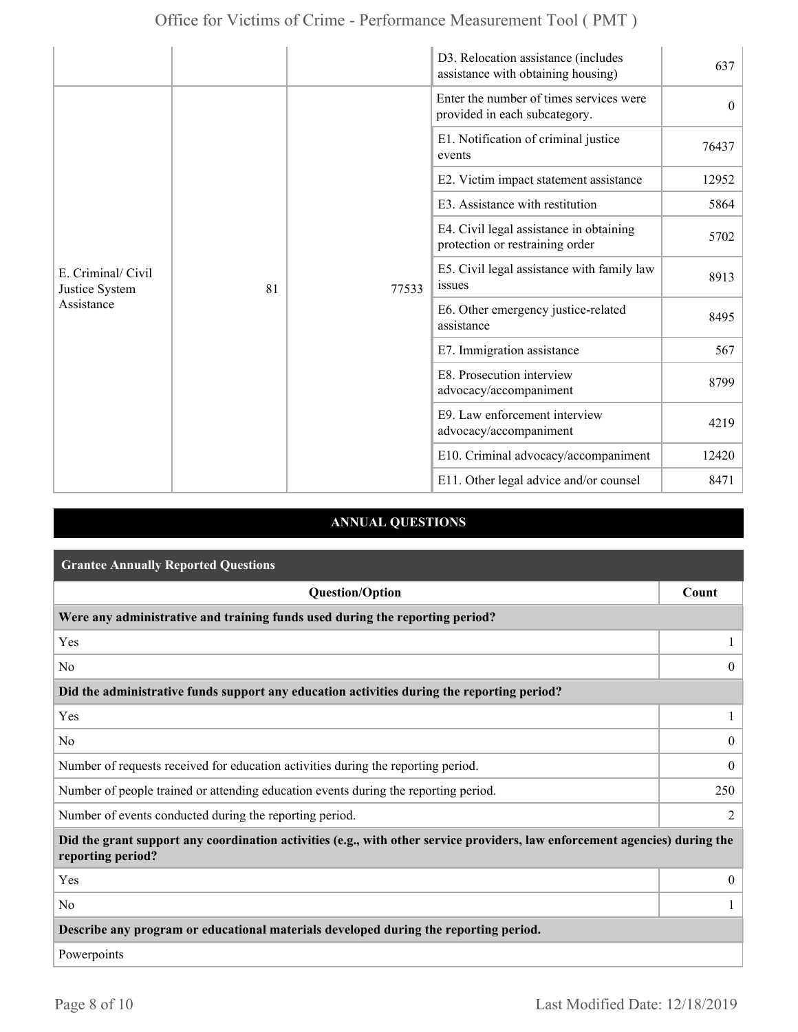| | | | | |
|---|---|---|---|---|
| | | | D3. Relocation assistance (includes assistance with obtaining housing) | 637 |
| E. Criminal/ Civil Justice System Assistance | 81 | 77533 | Enter the number of times services were provided in each subcategory. | 0 |
| | | | E1. Notification of criminal justice events | 76437 |
| | | | E2. Victim impact statement assistance | 12952 |
| | | | E3. Assistance with restitution | 5864 |
| | | | E4. Civil legal assistance in obtaining protection or restraining order | 5702 |
| | | | E5. Civil legal assistance with family law issues | 8913 |
| | | | E6. Other emergency justice-related assistance | 8495 |
| | | | E7. Immigration assistance | 567 |
| | | | E8. Prosecution interview advocacy/accompaniment | 8799 |
| | | | E9. Law enforcement interview advocacy/accompaniment | 4219 |
| | | | E10. Criminal advocacy/accompaniment | 12420 |
| | | | E11. Other legal advice and/or counsel | 8471 |

## ANNUAL QUESTIONS

**Grantee Annually Reported Questions**

| Question/Option | Count |
|---|---|
| **Were any administrative and training funds used during the reporting period?** | |
| Yes | 1 |
| No | 0 |
| **Did the administrative funds support any education activities during the reporting period?** | |
| Yes | 1 |
| No | 0 |
| Number of requests received for education activities during the reporting period. | 0 |
| Number of people trained or attending education events during the reporting period. | 250 |
| Number of events conducted during the reporting period. | 2 |
| **Did the grant support any coordination activities (e.g., with other service providers, law enforcement agencies) during the reporting period?** | |
| Yes | 0 |
| No | 1 |
| **Describe any program or educational materials developed during the reporting period.** | |
| Powerpoints | |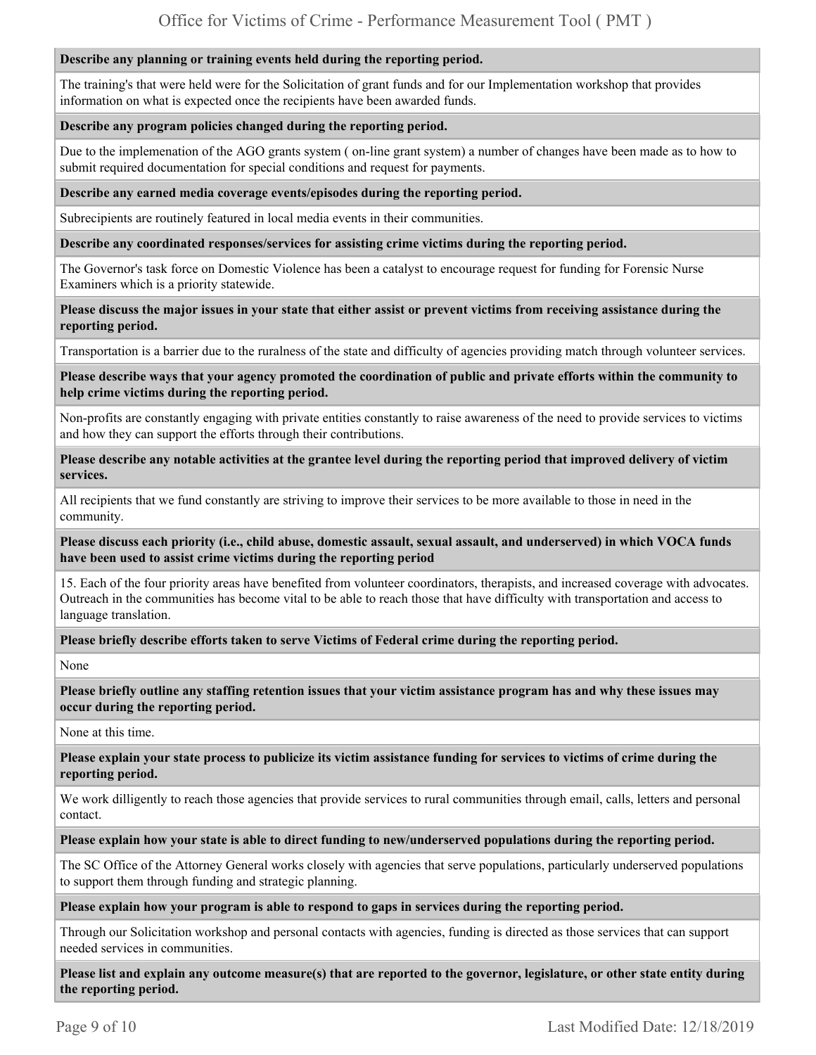**Describe any planning or training events held during the reporting period.**

The training's that were held were for the Solicitation of grant funds and for our Implementation workshop that provides information on what is expected once the recipients have been awarded funds.

**Describe any program policies changed during the reporting period.**

Due to the implemenation of the AGO grants system ( on-line grant system) a number of changes have been made as to how to submit required documentation for special conditions and request for payments.

**Describe any earned media coverage events/episodes during the reporting period.**

Subrecipients are routinely featured in local media events in their communities.

**Describe any coordinated responses/services for assisting crime victims during the reporting period.**

The Governor's task force on Domestic Violence has been a catalyst to encourage request for funding for Forensic Nurse Examiners which is a priority statewide.

**Please discuss the major issues in your state that either assist or prevent victims from receiving assistance during the reporting period.**

Transportation is a barrier due to the ruralness of the state and difficulty of agencies providing match through volunteer services.

**Please describe ways that your agency promoted the coordination of public and private efforts within the community to help crime victims during the reporting period.**

Non-profits are constantly engaging with private entities constantly to raise awareness of the need to provide services to victims and how they can support the efforts through their contributions.

**Please describe any notable activities at the grantee level during the reporting period that improved delivery of victim services.**

All recipients that we fund constantly are striving to improve their services to be more available to those in need in the community.

**Please discuss each priority (i.e., child abuse, domestic assault, sexual assault, and underserved) in which VOCA funds have been used to assist crime victims during the reporting period**

15. Each of the four priority areas have benefited from volunteer coordinators, therapists, and increased coverage with advocates. Outreach in the communities has become vital to be able to reach those that have difficulty with transportation and access to language translation.

**Please briefly describe efforts taken to serve Victims of Federal crime during the reporting period.**

None

**Please briefly outline any staffing retention issues that your victim assistance program has and why these issues may occur during the reporting period.**

None at this time.

**Please explain your state process to publicize its victim assistance funding for services to victims of crime during the reporting period.**

We work dilligently to reach those agencies that provide services to rural communities through email, calls, letters and personal contact.

**Please explain how your state is able to direct funding to new/underserved populations during the reporting period.**

The SC Office of the Attorney General works closely with agencies that serve populations, particularly underserved populations to support them through funding and strategic planning.

**Please explain how your program is able to respond to gaps in services during the reporting period.**

Through our Solicitation workshop and personal contacts with agencies, funding is directed as those services that can support needed services in communities.

**Please list and explain any outcome measure(s) that are reported to the governor, legislature, or other state entity during the reporting period.**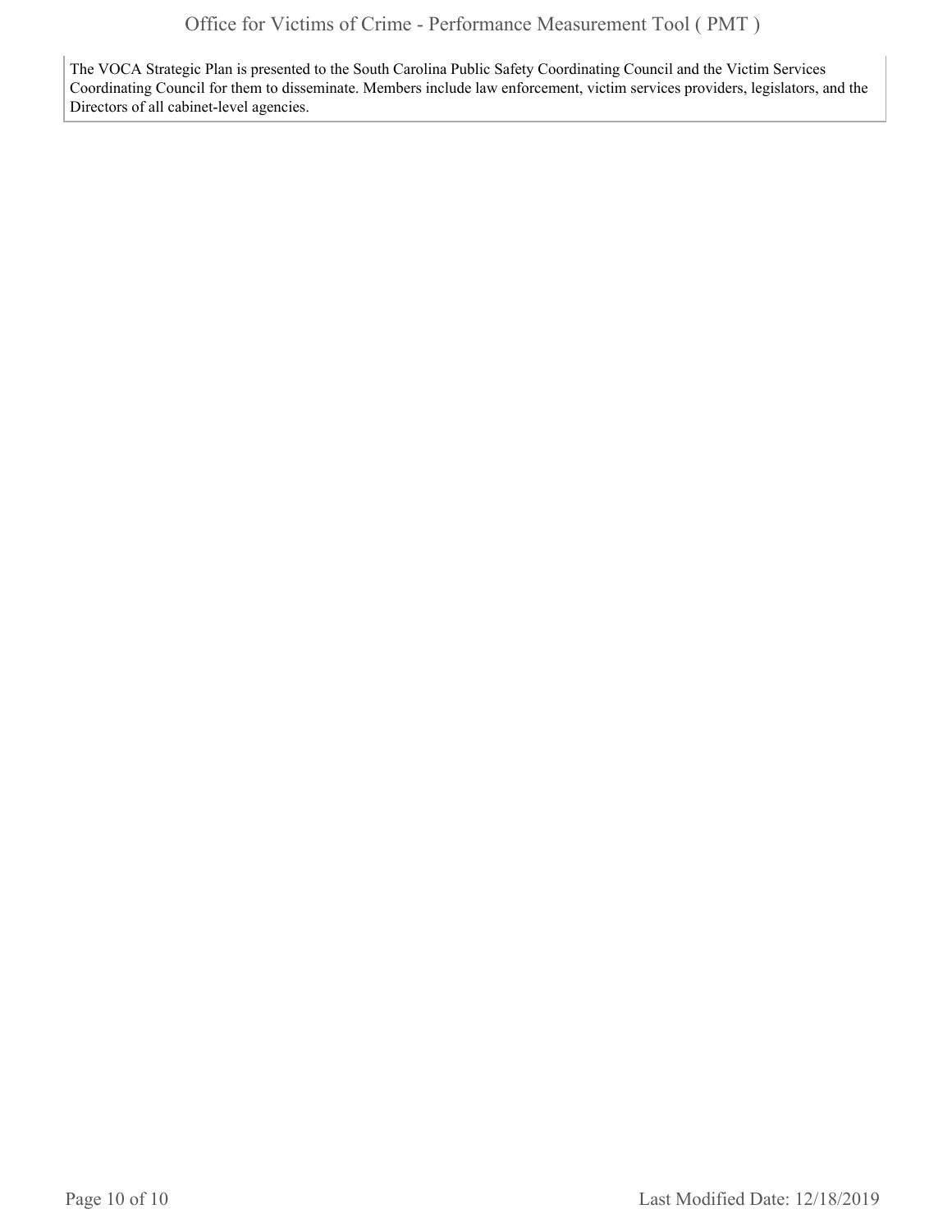The VOCA Strategic Plan is presented to the South Carolina Public Safety Coordinating Council and the Victim Services Coordinating Council for them to disseminate. Members include law enforcement, victim services providers, legislators, and the Directors of all cabinet-level agencies.